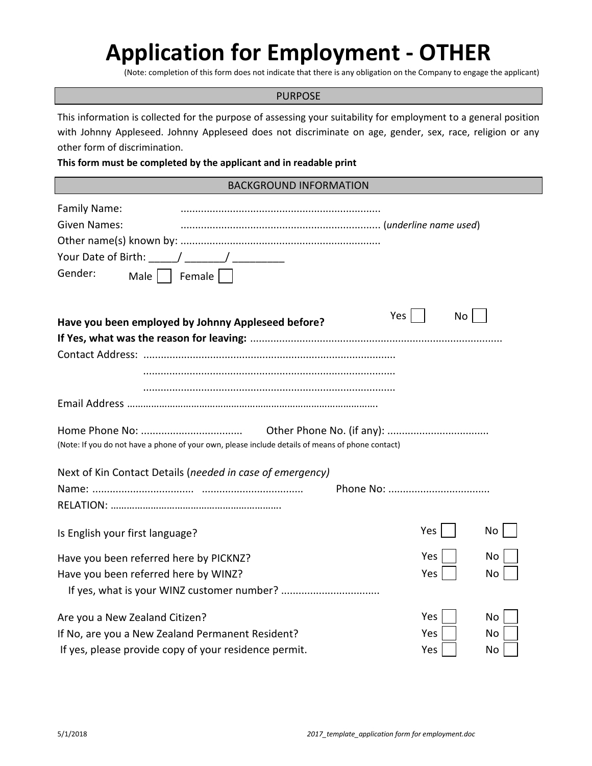# Application for Employment - OTHER

(Note: completion of this form does not indicate that there is any obligation on the Company to engage the applicant)

## PURPOSE

This information is collected for the purpose of assessing your suitability for employment to a general position with Johnny Appleseed. Johnny Appleseed does not discriminate on age, gender, sex, race, religion or any other form of discrimination.

**This form must be completed by the applicant and in readable print**

## BACKGROUND INFORMATION

Family Name: ....................................................................

Given Names: .................................................................... (*underline name used*)

Other name(s) known by: ....................................................................

Your Date of Birth: _____/ _______/ _________

Gender: Male ☐ Female ☐

**Have you been employed by Johnny Appleseed before?** Yes ☐ No ☐

**If Yes, what was the reason for leaving:** ......................................................................................

Contact Address: ......................................................................................

......................................................................................

......................................................................................

Email Address ……………………………………………………………………………….

Home Phone No: .................................. Other Phone No. (if any): ..................................

(Note: If you do not have a phone of your own, please include details of means of phone contact)

Next of Kin Contact Details (*needed in case of emergency)*

Name: .................................. .................................. Phone No: ..................................

RELATION: …………………………………………………….

Is English your first language? Yes ☐ No ☐

Have you been referred here by PICKNZ? Yes ☐ No ☐

Have you been referred here by WINZ? Yes ☐ No ☐

If yes, what is your WINZ customer number? .................................

Are you a New Zealand Citizen? Yes ☐ No ☐

If No, are you a New Zealand Permanent Resident? Yes ☐ No ☐

If yes, please provide copy of your residence permit. Yes ☐ No ☐

5/1/2018 2017_template_application form for employment.doc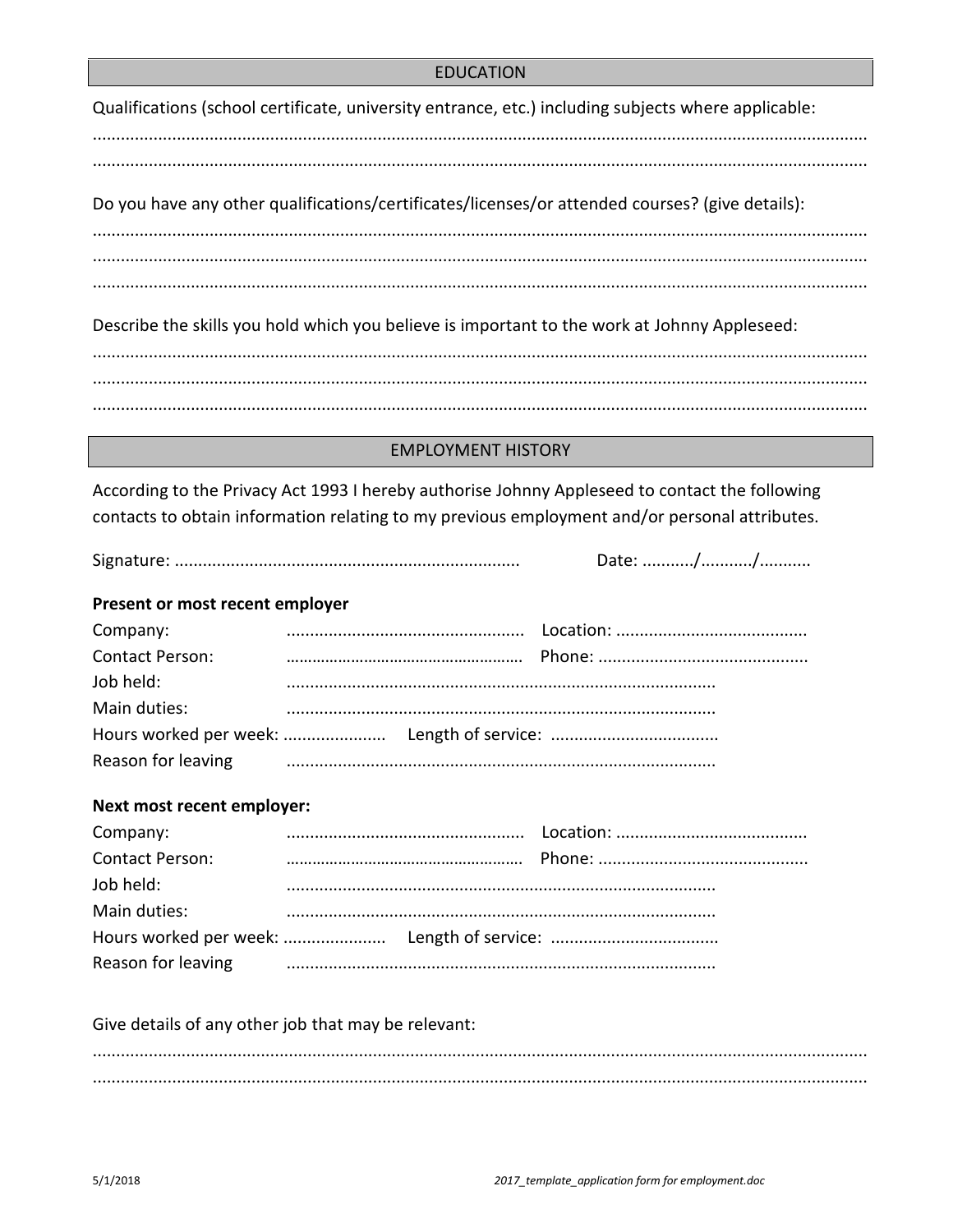## EDUCATION

Qualifications (school certificate, university entrance, etc.) including subjects where applicable:

....................................................................................................................................................................
....................................................................................................................................................................

Do you have any other qualifications/certificates/licenses/or attended courses? (give details):

....................................................................................................................................................................
....................................................................................................................................................................
....................................................................................................................................................................

Describe the skills you hold which you believe is important to the work at Johnny Appleseed:

....................................................................................................................................................................
....................................................................................................................................................................
....................................................................................................................................................................

## EMPLOYMENT HISTORY

According to the Privacy Act 1993 I hereby authorise Johnny Appleseed to contact the following contacts to obtain information relating to my previous employment and/or personal attributes.

Signature: ......................................................................... Date: .........../.........../...........

**Present or most recent employer**

Company: .................................................. Location: ........................................

Contact Person: .................................................. Phone: ............................................

Job held: ...........................................................................................

Main duties: ...........................................................................................

Hours worked per week: ...................... Length of service: ...................................

Reason for leaving ...........................................................................................

**Next most recent employer:**

Company: .................................................. Location: ........................................

Contact Person: .................................................. Phone: ............................................

Job held: ...........................................................................................

Main duties: ...........................................................................................

Hours worked per week: ...................... Length of service: ...................................

Reason for leaving ...........................................................................................

Give details of any other job that may be relevant:

....................................................................................................................................................................
....................................................................................................................................................................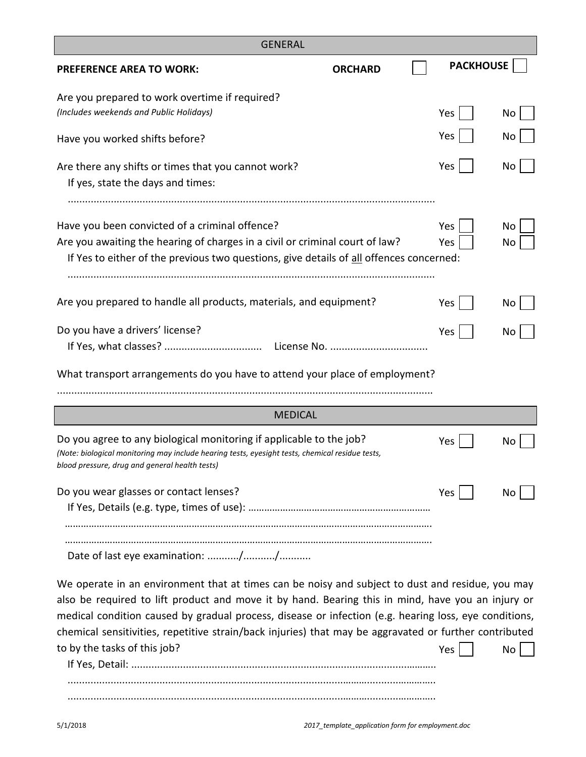## GENERAL

**PREFERENCE AREA TO WORK:** **ORCHARD** ☐ **PACKHOUSE** ☐

Are you prepared to work overtime if required?
*(Includes weekends and Public Holidays)* Yes ☐ No ☐

Have you worked shifts before? Yes ☐ No ☐

Are there any shifts or times that you cannot work? Yes ☐ No ☐
If yes, state the days and times:

.............................................................................................................................

Have you been convicted of a criminal offence? Yes ☐ No ☐
Are you awaiting the hearing of charges in a civil or criminal court of law? Yes ☐ No ☐
If Yes to either of the previous two questions, give details of all offences concerned:

.............................................................................................................................

Are you prepared to handle all products, materials, and equipment? Yes ☐ No ☐

Do you have a drivers' license? Yes ☐ No ☐
If Yes, what classes? .................................. License No. ..................................

What transport arrangements do you have to attend your place of employment?

.............................................................................................................................

## MEDICAL

Do you agree to any biological monitoring if applicable to the job? Yes ☐ No ☐
*(Note: biological monitoring may include hearing tests, eyesight tests, chemical residue tests, blood pressure, drug and general health tests)*

Do you wear glasses or contact lenses? Yes ☐ No ☐
If Yes, Details (e.g. type, times of use): ………………………………………………………

…………………………………………………………………………………………………………………

…………………………………………………………………………………………………………………

Date of last eye examination: .........../.........../...........

We operate in an environment that at times can be noisy and subject to dust and residue, you may also be required to lift product and move it by hand. Bearing this in mind, have you an injury or medical condition caused by gradual process, disease or infection (e.g. hearing loss, eye conditions, chemical sensitivities, repetitive strain/back injuries) that may be aggravated or further contributed to by the tasks of this job? Yes ☐ No ☐
If Yes, Detail: ……………………………………………………………………………………………

…………………………………………………………………………………………………………………

…………………………………………………………………………………………………………………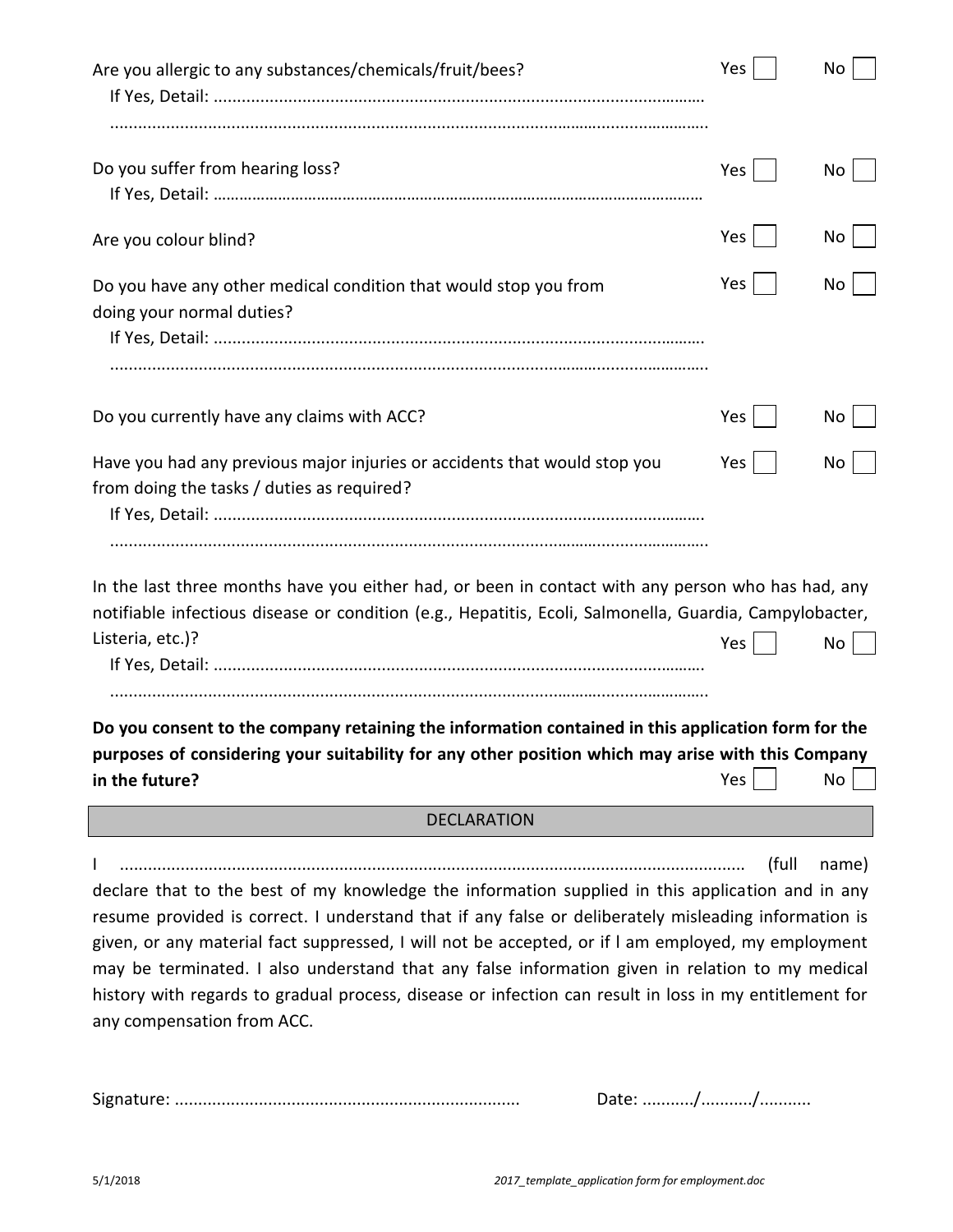Are you allergic to any substances/chemicals/fruit/bees? Yes ☐ No ☐

If Yes, Detail: ..........................................................................................................

..........................................................................................................................................

Do you suffer from hearing loss? Yes ☐ No ☐

If Yes, Detail: ..........................................................................................................

Are you colour blind? Yes ☐ No ☐

Do you have any other medical condition that would stop you from doing your normal duties? Yes ☐ No ☐

If Yes, Detail: ..........................................................................................................

..........................................................................................................................................

Do you currently have any claims with ACC? Yes ☐ No ☐

Have you had any previous major injuries or accidents that would stop you from doing the tasks / duties as required? Yes ☐ No ☐

If Yes, Detail: ..........................................................................................................

..........................................................................................................................................

In the last three months have you either had, or been in contact with any person who has had, any notifiable infectious disease or condition (e.g., Hepatitis, Ecoli, Salmonella, Guardia, Campylobacter, Listeria, etc.)? Yes ☐ No ☐

If Yes, Detail: ..........................................................................................................

..........................................................................................................................................

**Do you consent to the company retaining the information contained in this application form for the purposes of considering your suitability for any other position which may arise with this Company in the future?** Yes ☐ No ☐

## DECLARATION

I ........................................................................................................................ (full name) declare that to the best of my knowledge the information supplied in this application and in any resume provided is correct. I understand that if any false or deliberately misleading information is given, or any material fact suppressed, I will not be accepted, or if I am employed, my employment may be terminated. I also understand that any false information given in relation to my medical history with regards to gradual process, disease or infection can result in loss in my entitlement for any compensation from ACC.

Signature: .........................................................................    Date: .........../.........../...........